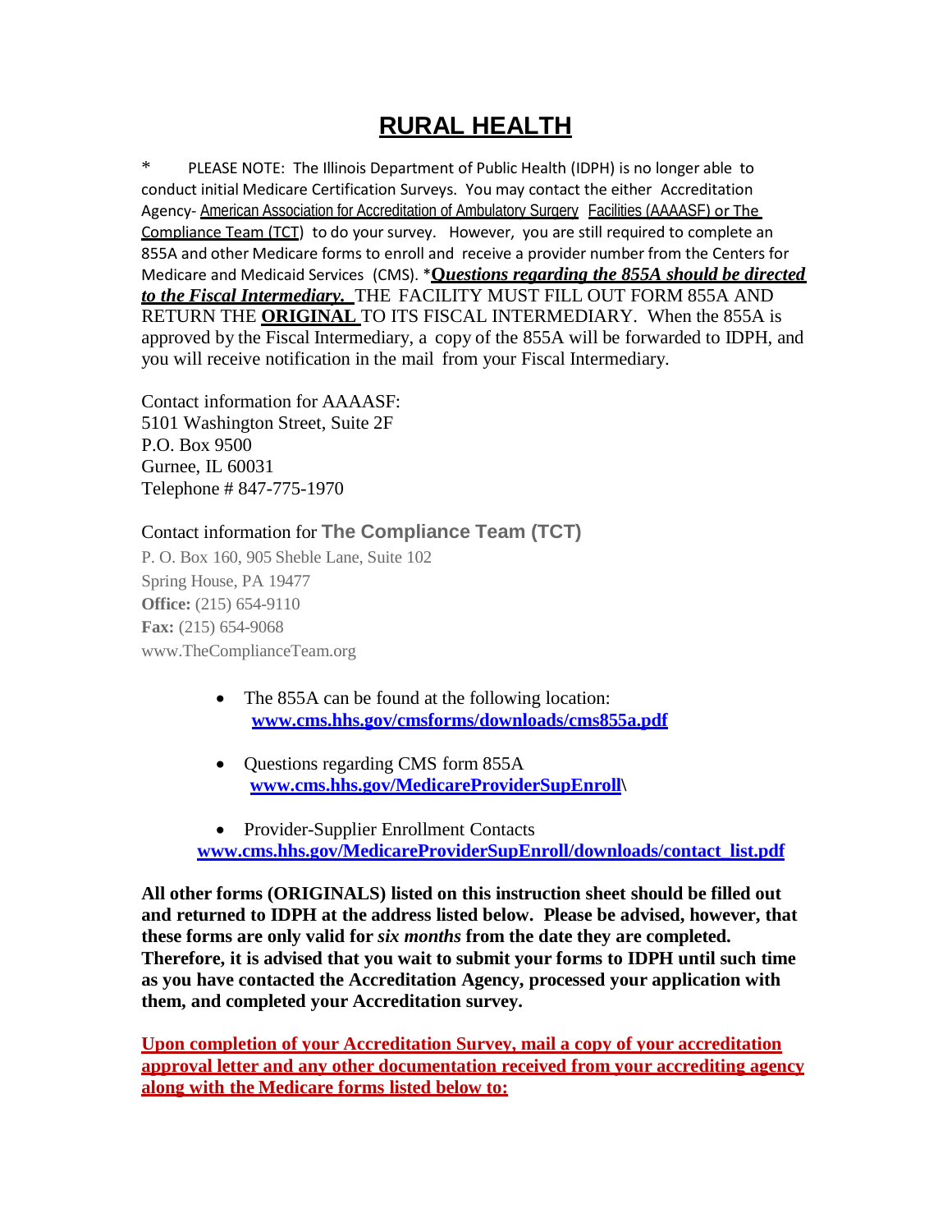# RURAL HEALTH

\* PLEASE NOTE: The Illinois Department of Public Health (IDPH) is no longer able to conduct initial Medicare Certification Surveys. You may contact the either Accreditation Agency- American Association for Accreditation of Ambulatory Surgery Facilities (AAAASF) or The Compliance Team (TCT) to do your survey. However, you are still required to complete an 855A and other Medicare forms to enroll and receive a provider number from the Centers for Medicare and Medicaid Services (CMS). \****_Questions regarding the 855A should be directed to the Fiscal Intermediary._*** THE FACILITY MUST FILL OUT FORM 855A AND RETURN THE **ORIGINAL** TO ITS FISCAL INTERMEDIARY. When the 855A is approved by the Fiscal Intermediary, a copy of the 855A will be forwarded to IDPH, and you will receive notification in the mail from your Fiscal Intermediary.

Contact information for AAAASF:
5101 Washington Street, Suite 2F
P.O. Box 9500
Gurnee, IL 60031
Telephone # 847-775-1970

Contact information for **The Compliance Team (TCT)**
P. O. Box 160, 905 Sheble Lane, Suite 102
Spring House, PA 19477
**Office:** (215) 654-9110
**Fax:** (215) 654-9068
www.TheComplianceTeam.org

- The 855A can be found at the following location:
  **www.cms.hhs.gov/cmsforms/downloads/cms855a.pdf**
- Questions regarding CMS form 855A
  **www.cms.hhs.gov/MedicareProviderSupEnroll\\**
- Provider-Supplier Enrollment Contacts
  **www.cms.hhs.gov/MedicareProviderSupEnroll/downloads/contact_list.pdf**

**All other forms (ORIGINALS) listed on this instruction sheet should be filled out and returned to IDPH at the address listed below. Please be advised, however, that these forms are only valid for *six months* from the date they are completed. Therefore, it is advised that you wait to submit your forms to IDPH until such time as you have contacted the Accreditation Agency, processed your application with them, and completed your Accreditation survey.**

**Upon completion of your Accreditation Survey, mail a copy of your accreditation approval letter and any other documentation received from your accrediting agency along with the Medicare forms listed below to:**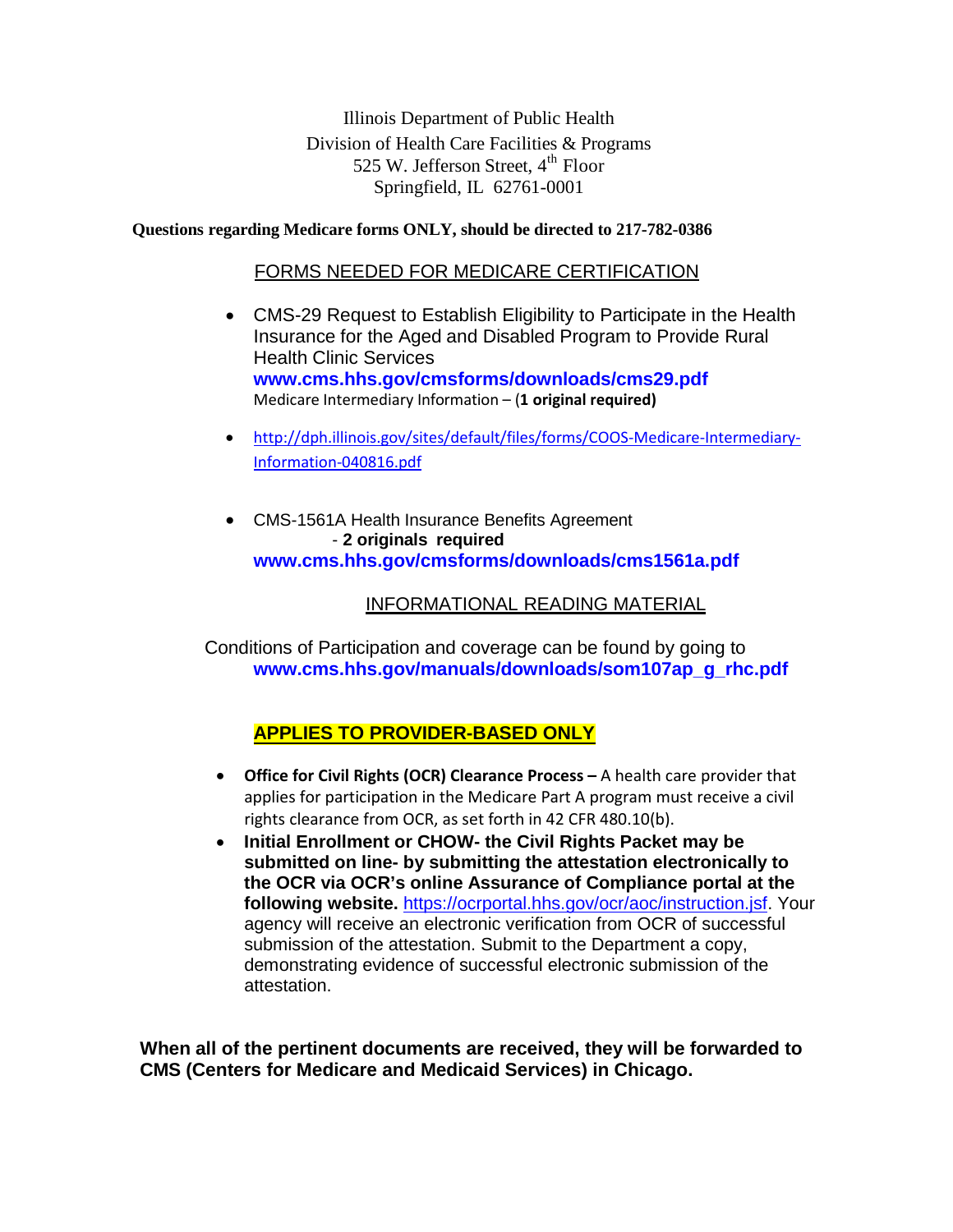Illinois Department of Public Health
Division of Health Care Facilities & Programs
525 W. Jefferson Street, 4th Floor
Springfield, IL 62761-0001

**Questions regarding Medicare forms ONLY, should be directed to 217-782-0386**

## FORMS NEEDED FOR MEDICARE CERTIFICATION

- CMS-29 Request to Establish Eligibility to Participate in the Health Insurance for the Aged and Disabled Program to Provide Rural Health Clinic Services
  **www.cms.hhs.gov/cmsforms/downloads/cms29.pdf**
  Medicare Intermediary Information – (**1 original required)**
- http://dph.illinois.gov/sites/default/files/forms/COOS-Medicare-Intermediary-Information-040816.pdf
- CMS-1561A Health Insurance Benefits Agreement
  - **2 originals required**
  **www.cms.hhs.gov/cmsforms/downloads/cms1561a.pdf**

## INFORMATIONAL READING MATERIAL

Conditions of Participation and coverage can be found by going to
**www.cms.hhs.gov/manuals/downloads/som107ap_g_rhc.pdf**

**APPLIES TO PROVIDER-BASED ONLY**

- **Office for Civil Rights (OCR) Clearance Process –** A health care provider that applies for participation in the Medicare Part A program must receive a civil rights clearance from OCR, as set forth in 42 CFR 480.10(b).
- **Initial Enrollment or CHOW- the Civil Rights Packet may be submitted on line- by submitting the attestation electronically to the OCR via OCR's online Assurance of Compliance portal at the following website.** https://ocrportal.hhs.gov/ocr/aoc/instruction.jsf. Your agency will receive an electronic verification from OCR of successful submission of the attestation. Submit to the Department a copy, demonstrating evidence of successful electronic submission of the attestation.

**When all of the pertinent documents are received, they will be forwarded to CMS (Centers for Medicare and Medicaid Services) in Chicago.**